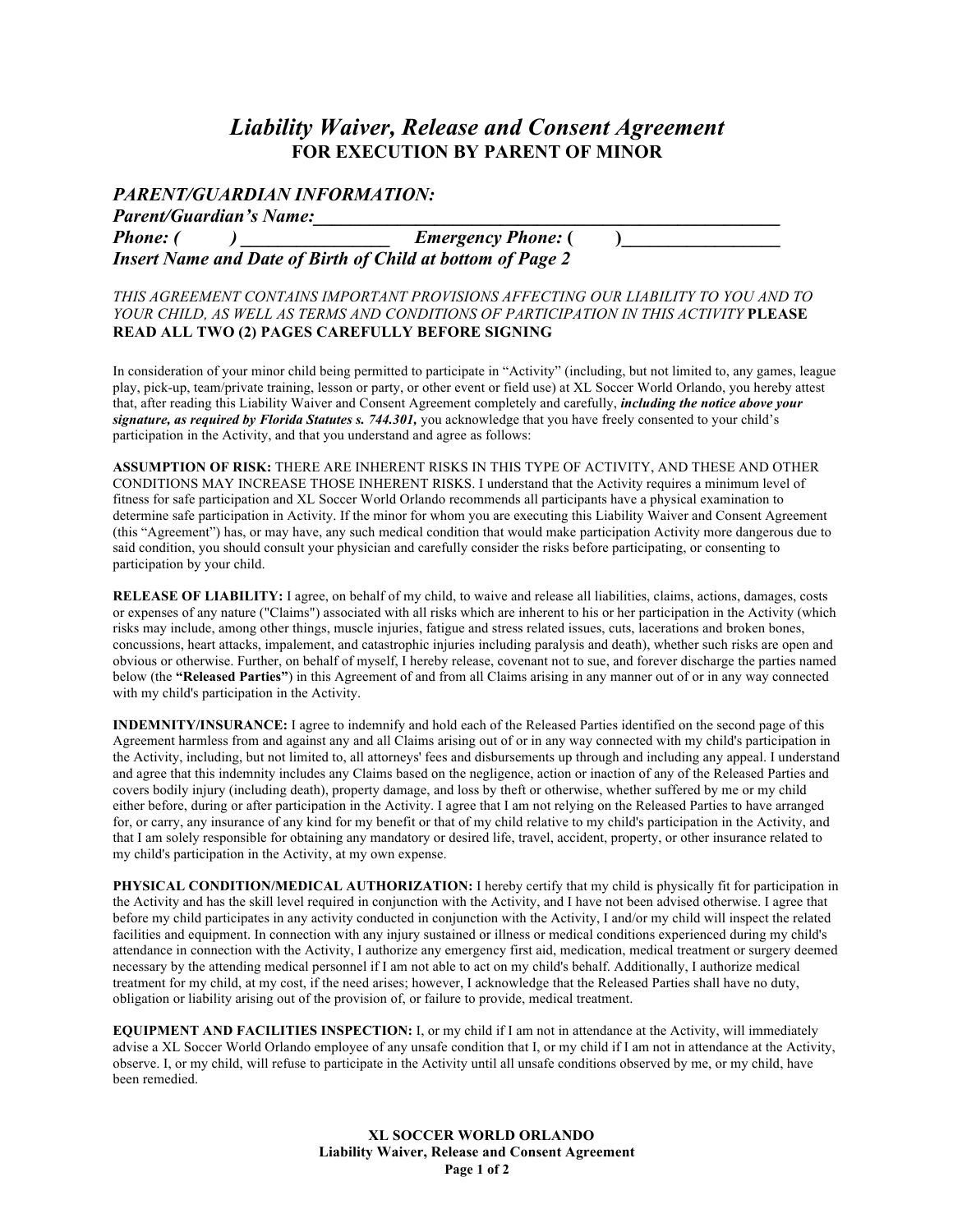# *Liability Waiver, Release and Consent Agreement*

## FOR EXECUTION BY PARENT OF MINOR

***PARENT/GUARDIAN INFORMATION:***

***Parent/Guardian's Name:*****_______________________________________________________**

***Phone: (        ) _________________    Emergency Phone:* (        )__________________**

***Insert Name and Date of Birth of Child at bottom of Page 2***

*THIS AGREEMENT CONTAINS IMPORTANT PROVISIONS AFFECTING OUR LIABILITY TO YOU AND TO YOUR CHILD, AS WELL AS TERMS AND CONDITIONS OF PARTICIPATION IN THIS ACTIVITY* **PLEASE READ ALL TWO (2) PAGES CAREFULLY BEFORE SIGNING**

In consideration of your minor child being permitted to participate in "Activity" (including, but not limited to, any games, league play, pick-up, team/private training, lesson or party, or other event or field use) at XL Soccer World Orlando, you hereby attest that, after reading this Liability Waiver and Consent Agreement completely and carefully, ***including the notice above your signature, as required by Florida Statutes s. 744.301,*** you acknowledge that you have freely consented to your child's participation in the Activity, and that you understand and agree as follows:

**ASSUMPTION OF RISK:** THERE ARE INHERENT RISKS IN THIS TYPE OF ACTIVITY, AND THESE AND OTHER CONDITIONS MAY INCREASE THOSE INHERENT RISKS. I understand that the Activity requires a minimum level of fitness for safe participation and XL Soccer World Orlando recommends all participants have a physical examination to determine safe participation in Activity. If the minor for whom you are executing this Liability Waiver and Consent Agreement (this "Agreement") has, or may have, any such medical condition that would make participation Activity more dangerous due to said condition, you should consult your physician and carefully consider the risks before participating, or consenting to participation by your child.

**RELEASE OF LIABILITY:** I agree, on behalf of my child, to waive and release all liabilities, claims, actions, damages, costs or expenses of any nature ("Claims") associated with all risks which are inherent to his or her participation in the Activity (which risks may include, among other things, muscle injuries, fatigue and stress related issues, cuts, lacerations and broken bones, concussions, heart attacks, impalement, and catastrophic injuries including paralysis and death), whether such risks are open and obvious or otherwise. Further, on behalf of myself, I hereby release, covenant not to sue, and forever discharge the parties named below (the **"Released Parties"**) in this Agreement of and from all Claims arising in any manner out of or in any way connected with my child's participation in the Activity.

**INDEMNITY/INSURANCE:** I agree to indemnify and hold each of the Released Parties identified on the second page of this Agreement harmless from and against any and all Claims arising out of or in any way connected with my child's participation in the Activity, including, but not limited to, all attorneys' fees and disbursements up through and including any appeal. I understand and agree that this indemnity includes any Claims based on the negligence, action or inaction of any of the Released Parties and covers bodily injury (including death), property damage, and loss by theft or otherwise, whether suffered by me or my child either before, during or after participation in the Activity. I agree that I am not relying on the Released Parties to have arranged for, or carry, any insurance of any kind for my benefit or that of my child relative to my child's participation in the Activity, and that I am solely responsible for obtaining any mandatory or desired life, travel, accident, property, or other insurance related to my child's participation in the Activity, at my own expense.

**PHYSICAL CONDITION/MEDICAL AUTHORIZATION:** I hereby certify that my child is physically fit for participation in the Activity and has the skill level required in conjunction with the Activity, and I have not been advised otherwise. I agree that before my child participates in any activity conducted in conjunction with the Activity, I and/or my child will inspect the related facilities and equipment. In connection with any injury sustained or illness or medical conditions experienced during my child's attendance in connection with the Activity, I authorize any emergency first aid, medication, medical treatment or surgery deemed necessary by the attending medical personnel if I am not able to act on my child's behalf. Additionally, I authorize medical treatment for my child, at my cost, if the need arises; however, I acknowledge that the Released Parties shall have no duty, obligation or liability arising out of the provision of, or failure to provide, medical treatment.

**EQUIPMENT AND FACILITIES INSPECTION:** I, or my child if I am not in attendance at the Activity, will immediately advise a XL Soccer World Orlando employee of any unsafe condition that I, or my child if I am not in attendance at the Activity, observe. I, or my child, will refuse to participate in the Activity until all unsafe conditions observed by me, or my child, have been remedied.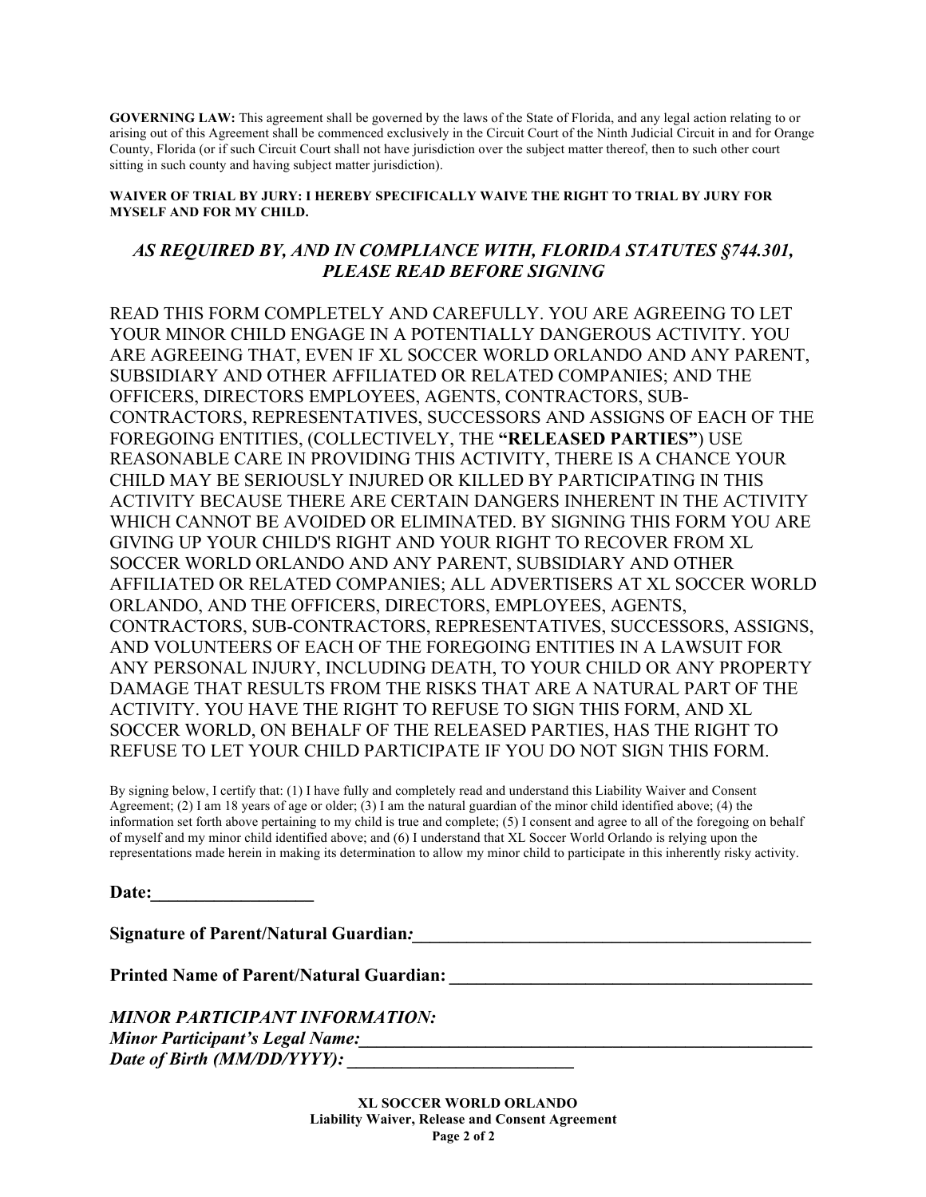**GOVERNING LAW:** This agreement shall be governed by the laws of the State of Florida, and any legal action relating to or arising out of this Agreement shall be commenced exclusively in the Circuit Court of the Ninth Judicial Circuit in and for Orange County, Florida (or if such Circuit Court shall not have jurisdiction over the subject matter thereof, then to such other court sitting in such county and having subject matter jurisdiction).

**WAIVER OF TRIAL BY JURY: I HEREBY SPECIFICALLY WAIVE THE RIGHT TO TRIAL BY JURY FOR MYSELF AND FOR MY CHILD.**

## *AS REQUIRED BY, AND IN COMPLIANCE WITH, FLORIDA STATUTES §744.301, PLEASE READ BEFORE SIGNING*

READ THIS FORM COMPLETELY AND CAREFULLY. YOU ARE AGREEING TO LET YOUR MINOR CHILD ENGAGE IN A POTENTIALLY DANGEROUS ACTIVITY. YOU ARE AGREEING THAT, EVEN IF XL SOCCER WORLD ORLANDO AND ANY PARENT, SUBSIDIARY AND OTHER AFFILIATED OR RELATED COMPANIES; AND THE OFFICERS, DIRECTORS EMPLOYEES, AGENTS, CONTRACTORS, SUB-CONTRACTORS, REPRESENTATIVES, SUCCESSORS AND ASSIGNS OF EACH OF THE FOREGOING ENTITIES, (COLLECTIVELY, THE **"RELEASED PARTIES"**) USE REASONABLE CARE IN PROVIDING THIS ACTIVITY, THERE IS A CHANCE YOUR CHILD MAY BE SERIOUSLY INJURED OR KILLED BY PARTICIPATING IN THIS ACTIVITY BECAUSE THERE ARE CERTAIN DANGERS INHERENT IN THE ACTIVITY WHICH CANNOT BE AVOIDED OR ELIMINATED. BY SIGNING THIS FORM YOU ARE GIVING UP YOUR CHILD'S RIGHT AND YOUR RIGHT TO RECOVER FROM XL SOCCER WORLD ORLANDO AND ANY PARENT, SUBSIDIARY AND OTHER AFFILIATED OR RELATED COMPANIES; ALL ADVERTISERS AT XL SOCCER WORLD ORLANDO, AND THE OFFICERS, DIRECTORS, EMPLOYEES, AGENTS, CONTRACTORS, SUB-CONTRACTORS, REPRESENTATIVES, SUCCESSORS, ASSIGNS, AND VOLUNTEERS OF EACH OF THE FOREGOING ENTITIES IN A LAWSUIT FOR ANY PERSONAL INJURY, INCLUDING DEATH, TO YOUR CHILD OR ANY PROPERTY DAMAGE THAT RESULTS FROM THE RISKS THAT ARE A NATURAL PART OF THE ACTIVITY. YOU HAVE THE RIGHT TO REFUSE TO SIGN THIS FORM, AND XL SOCCER WORLD, ON BEHALF OF THE RELEASED PARTIES, HAS THE RIGHT TO REFUSE TO LET YOUR CHILD PARTICIPATE IF YOU DO NOT SIGN THIS FORM.

By signing below, I certify that: (1) I have fully and completely read and understand this Liability Waiver and Consent Agreement; (2) I am 18 years of age or older; (3) I am the natural guardian of the minor child identified above; (4) the information set forth above pertaining to my child is true and complete; (5) I consent and agree to all of the foregoing on behalf of myself and my minor child identified above; and (6) I understand that XL Soccer World Orlando is relying upon the representations made herein in making its determination to allow my minor child to participate in this inherently risky activity.

**Date:__________________**

**Signature of Parent/Natural Guardian*:*___________________________________________**

**Printed Name of Parent/Natural Guardian: ________________________________________**

***MINOR PARTICIPANT INFORMATION:***
***Minor Participant's Legal Name:*____________________________________________________**
***Date of Birth (MM/DD/YYYY):* _________________________**

**XL SOCCER WORLD ORLANDO**
**Liability Waiver, Release and Consent Agreement**